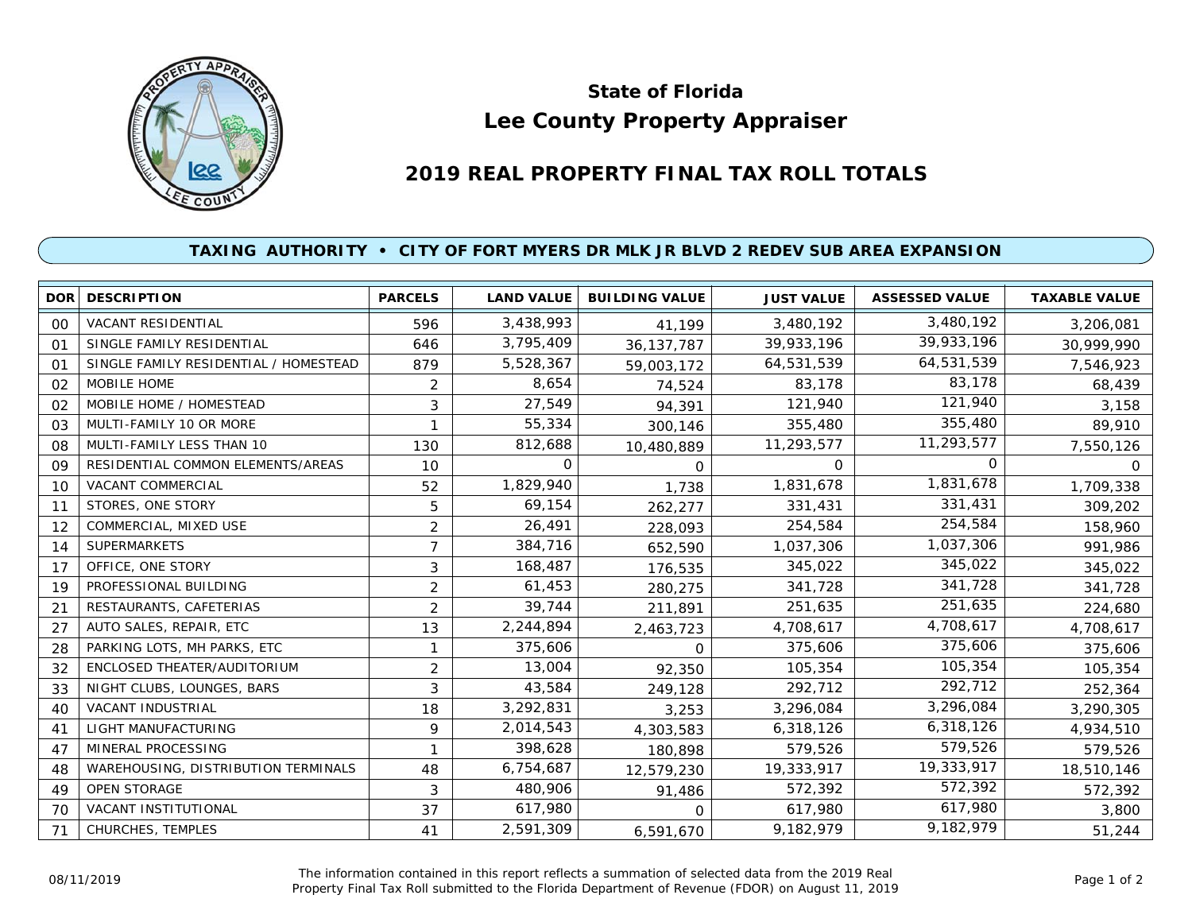# State of Florida
# Lee County Property Appraiser

## 2019 REAL PROPERTY FINAL TAX ROLL TOTALS

### TAXING AUTHORITY • CITY OF FORT MYERS DR MLK JR BLVD 2 REDEV SUB AREA EXPANSION

| DOR | DESCRIPTION | PARCELS | LAND VALUE | BUILDING VALUE | JUST VALUE | ASSESSED VALUE | TAXABLE VALUE |
|---|---|---|---|---|---|---|---|
| 00 | VACANT RESIDENTIAL | 596 | 3,438,993 | 41,199 | 3,480,192 | 3,480,192 | 3,206,081 |
| 01 | SINGLE FAMILY RESIDENTIAL | 646 | 3,795,409 | 36,137,787 | 39,933,196 | 39,933,196 | 30,999,990 |
| 01 | SINGLE FAMILY RESIDENTIAL / HOMESTEAD | 879 | 5,528,367 | 59,003,172 | 64,531,539 | 64,531,539 | 7,546,923 |
| 02 | MOBILE HOME | 2 | 8,654 | 74,524 | 83,178 | 83,178 | 68,439 |
| 02 | MOBILE HOME / HOMESTEAD | 3 | 27,549 | 94,391 | 121,940 | 121,940 | 3,158 |
| 03 | MULTI-FAMILY 10 OR MORE | 1 | 55,334 | 300,146 | 355,480 | 355,480 | 89,910 |
| 08 | MULTI-FAMILY LESS THAN 10 | 130 | 812,688 | 10,480,889 | 11,293,577 | 11,293,577 | 7,550,126 |
| 09 | RESIDENTIAL COMMON ELEMENTS/AREAS | 10 | 0 | 0 | 0 | 0 | 0 |
| 10 | VACANT COMMERCIAL | 52 | 1,829,940 | 1,738 | 1,831,678 | 1,831,678 | 1,709,338 |
| 11 | STORES, ONE STORY | 5 | 69,154 | 262,277 | 331,431 | 331,431 | 309,202 |
| 12 | COMMERCIAL, MIXED USE | 2 | 26,491 | 228,093 | 254,584 | 254,584 | 158,960 |
| 14 | SUPERMARKETS | 7 | 384,716 | 652,590 | 1,037,306 | 1,037,306 | 991,986 |
| 17 | OFFICE, ONE STORY | 3 | 168,487 | 176,535 | 345,022 | 345,022 | 345,022 |
| 19 | PROFESSIONAL BUILDING | 2 | 61,453 | 280,275 | 341,728 | 341,728 | 341,728 |
| 21 | RESTAURANTS, CAFETERIAS | 2 | 39,744 | 211,891 | 251,635 | 251,635 | 224,680 |
| 27 | AUTO SALES, REPAIR, ETC | 13 | 2,244,894 | 2,463,723 | 4,708,617 | 4,708,617 | 4,708,617 |
| 28 | PARKING LOTS, MH PARKS, ETC | 1 | 375,606 | 0 | 375,606 | 375,606 | 375,606 |
| 32 | ENCLOSED THEATER/AUDITORIUM | 2 | 13,004 | 92,350 | 105,354 | 105,354 | 105,354 |
| 33 | NIGHT CLUBS, LOUNGES, BARS | 3 | 43,584 | 249,128 | 292,712 | 292,712 | 252,364 |
| 40 | VACANT INDUSTRIAL | 18 | 3,292,831 | 3,253 | 3,296,084 | 3,296,084 | 3,290,305 |
| 41 | LIGHT MANUFACTURING | 9 | 2,014,543 | 4,303,583 | 6,318,126 | 6,318,126 | 4,934,510 |
| 47 | MINERAL PROCESSING | 1 | 398,628 | 180,898 | 579,526 | 579,526 | 579,526 |
| 48 | WAREHOUSING, DISTRIBUTION TERMINALS | 48 | 6,754,687 | 12,579,230 | 19,333,917 | 19,333,917 | 18,510,146 |
| 49 | OPEN STORAGE | 3 | 480,906 | 91,486 | 572,392 | 572,392 | 572,392 |
| 70 | VACANT INSTITUTIONAL | 37 | 617,980 | 0 | 617,980 | 617,980 | 3,800 |
| 71 | CHURCHES, TEMPLES | 41 | 2,591,309 | 6,591,670 | 9,182,979 | 9,182,979 | 51,244 |

08/11/2019

The information contained in this report reflects a summation of selected data from the 2019 Real Property Final Tax Roll submitted to the Florida Department of Revenue (FDOR) on August 11, 2019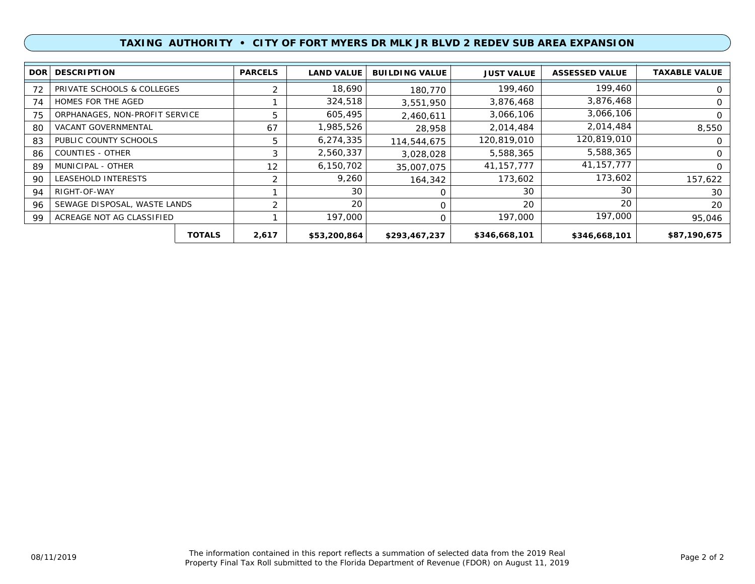## TAXING AUTHORITY • CITY OF FORT MYERS DR MLK JR BLVD 2 REDEV SUB AREA EXPANSION

| DOR | DESCRIPTION | PARCELS | LAND VALUE | BUILDING VALUE | JUST VALUE | ASSESSED VALUE | TAXABLE VALUE |
|---|---|---|---|---|---|---|---|
| 72 | PRIVATE SCHOOLS & COLLEGES | 2 | 18,690 | 180,770 | 199,460 | 199,460 | 0 |
| 74 | HOMES FOR THE AGED | 1 | 324,518 | 3,551,950 | 3,876,468 | 3,876,468 | 0 |
| 75 | ORPHANAGES, NON-PROFIT SERVICE | 5 | 605,495 | 2,460,611 | 3,066,106 | 3,066,106 | 0 |
| 80 | VACANT GOVERNMENTAL | 67 | 1,985,526 | 28,958 | 2,014,484 | 2,014,484 | 8,550 |
| 83 | PUBLIC COUNTY SCHOOLS | 5 | 6,274,335 | 114,544,675 | 120,819,010 | 120,819,010 | 0 |
| 86 | COUNTIES - OTHER | 3 | 2,560,337 | 3,028,028 | 5,588,365 | 5,588,365 | 0 |
| 89 | MUNICIPAL - OTHER | 12 | 6,150,702 | 35,007,075 | 41,157,777 | 41,157,777 | 0 |
| 90 | LEASEHOLD INTERESTS | 2 | 9,260 | 164,342 | 173,602 | 173,602 | 157,622 |
| 94 | RIGHT-OF-WAY | 1 | 30 | 0 | 30 | 30 | 30 |
| 96 | SEWAGE DISPOSAL, WASTE LANDS | 2 | 20 | 0 | 20 | 20 | 20 |
| 99 | ACREAGE NOT AG CLASSIFIED | 1 | 197,000 | 0 | 197,000 | 197,000 | 95,046 |
| | **TOTALS** | **2,617** | **$53,200,864** | **$293,467,237** | **$346,668,101** | **$346,668,101** | **$87,190,675** |

08/11/2019

The information contained in this report reflects a summation of selected data from the 2019 Real Property Final Tax Roll submitted to the Florida Department of Revenue (FDOR) on August 11, 2019